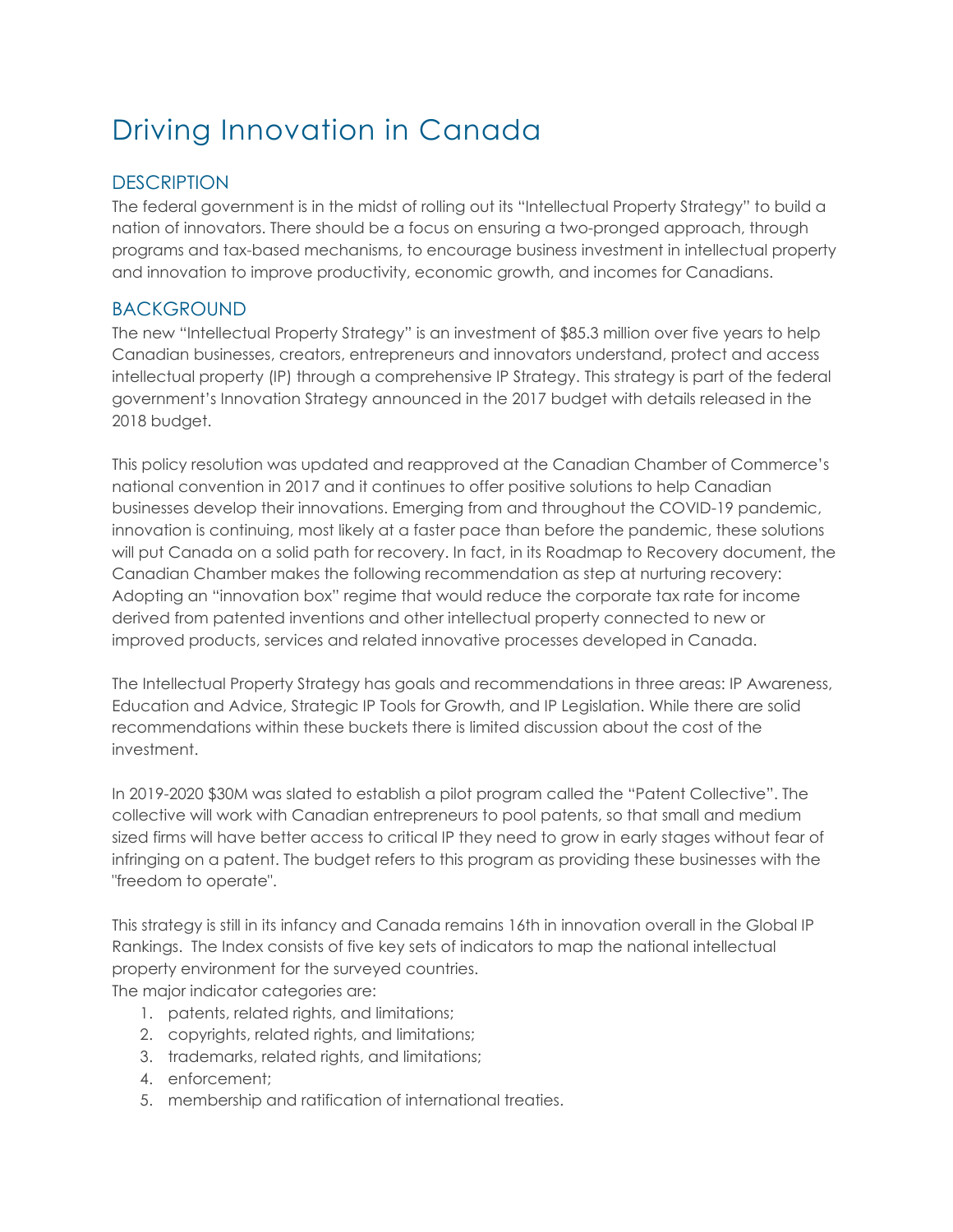# Driving Innovation in Canada

## DESCRIPTION

The federal government is in the midst of rolling out its "Intellectual Property Strategy" to build a nation of innovators. There should be a focus on ensuring a two-pronged approach, through programs and tax-based mechanisms, to encourage business investment in intellectual property and innovation to improve productivity, economic growth, and incomes for Canadians.

## BACKGROUND

The new "Intellectual Property Strategy" is an investment of $85.3 million over five years to help Canadian businesses, creators, entrepreneurs and innovators understand, protect and access intellectual property (IP) through a comprehensive IP Strategy. This strategy is part of the federal government's Innovation Strategy announced in the 2017 budget with details released in the 2018 budget.

This policy resolution was updated and reapproved at the Canadian Chamber of Commerce's national convention in 2017 and it continues to offer positive solutions to help Canadian businesses develop their innovations. Emerging from and throughout the COVID-19 pandemic, innovation is continuing, most likely at a faster pace than before the pandemic, these solutions will put Canada on a solid path for recovery. In fact, in its Roadmap to Recovery document, the Canadian Chamber makes the following recommendation as step at nurturing recovery: Adopting an "innovation box" regime that would reduce the corporate tax rate for income derived from patented inventions and other intellectual property connected to new or improved products, services and related innovative processes developed in Canada.

The Intellectual Property Strategy has goals and recommendations in three areas: IP Awareness, Education and Advice, Strategic IP Tools for Growth, and IP Legislation. While there are solid recommendations within these buckets there is limited discussion about the cost of the investment.

In 2019-2020 $30M was slated to establish a pilot program called the "Patent Collective". The collective will work with Canadian entrepreneurs to pool patents, so that small and medium sized firms will have better access to critical IP they need to grow in early stages without fear of infringing on a patent. The budget refers to this program as providing these businesses with the "freedom to operate".

This strategy is still in its infancy and Canada remains 16th in innovation overall in the Global IP Rankings. The Index consists of five key sets of indicators to map the national intellectual property environment for the surveyed countries.

The major indicator categories are:

1. patents, related rights, and limitations;
2. copyrights, related rights, and limitations;
3. trademarks, related rights, and limitations;
4. enforcement;
5. membership and ratification of international treaties.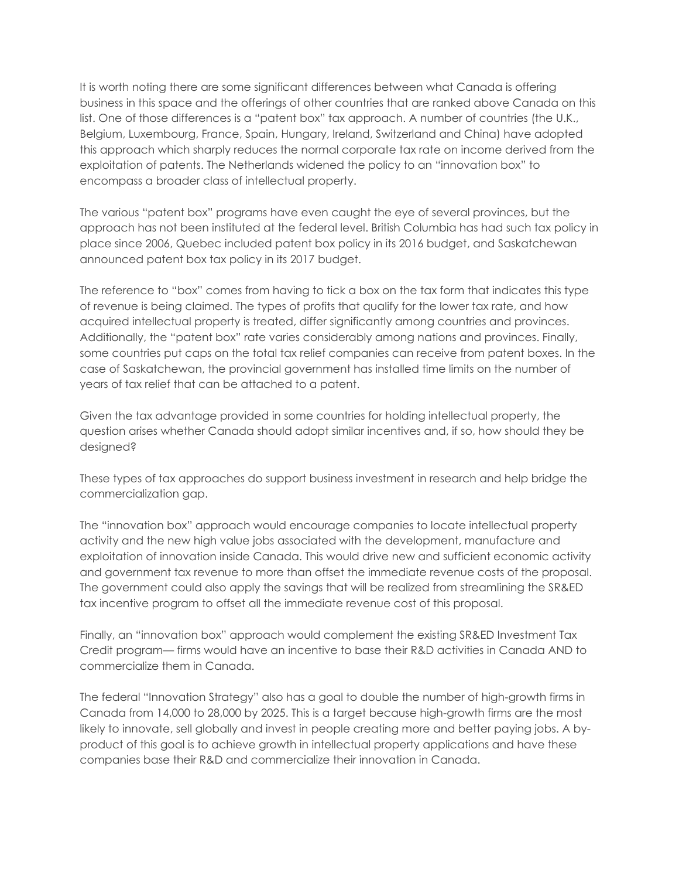It is worth noting there are some significant differences between what Canada is offering business in this space and the offerings of other countries that are ranked above Canada on this list. One of those differences is a "patent box" tax approach. A number of countries (the U.K., Belgium, Luxembourg, France, Spain, Hungary, Ireland, Switzerland and China) have adopted this approach which sharply reduces the normal corporate tax rate on income derived from the exploitation of patents. The Netherlands widened the policy to an "innovation box" to encompass a broader class of intellectual property.

The various "patent box" programs have even caught the eye of several provinces, but the approach has not been instituted at the federal level. British Columbia has had such tax policy in place since 2006, Quebec included patent box policy in its 2016 budget, and Saskatchewan announced patent box tax policy in its 2017 budget.

The reference to "box" comes from having to tick a box on the tax form that indicates this type of revenue is being claimed. The types of profits that qualify for the lower tax rate, and how acquired intellectual property is treated, differ significantly among countries and provinces. Additionally, the "patent box" rate varies considerably among nations and provinces. Finally, some countries put caps on the total tax relief companies can receive from patent boxes. In the case of Saskatchewan, the provincial government has installed time limits on the number of years of tax relief that can be attached to a patent.

Given the tax advantage provided in some countries for holding intellectual property, the question arises whether Canada should adopt similar incentives and, if so, how should they be designed?

These types of tax approaches do support business investment in research and help bridge the commercialization gap.

The "innovation box" approach would encourage companies to locate intellectual property activity and the new high value jobs associated with the development, manufacture and exploitation of innovation inside Canada. This would drive new and sufficient economic activity and government tax revenue to more than offset the immediate revenue costs of the proposal. The government could also apply the savings that will be realized from streamlining the SR&ED tax incentive program to offset all the immediate revenue cost of this proposal.

Finally, an "innovation box" approach would complement the existing SR&ED Investment Tax Credit program— firms would have an incentive to base their R&D activities in Canada AND to commercialize them in Canada.

The federal "Innovation Strategy" also has a goal to double the number of high-growth firms in Canada from 14,000 to 28,000 by 2025. This is a target because high-growth firms are the most likely to innovate, sell globally and invest in people creating more and better paying jobs. A by-product of this goal is to achieve growth in intellectual property applications and have these companies base their R&D and commercialize their innovation in Canada.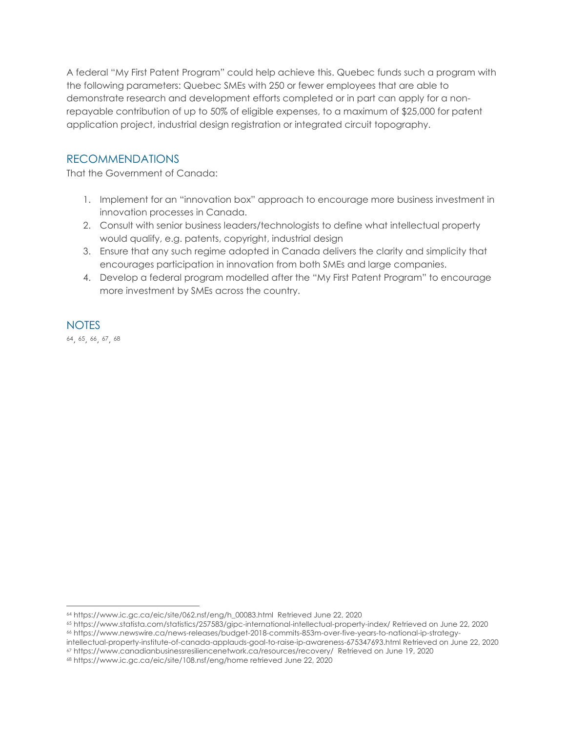A federal "My First Patent Program" could help achieve this. Quebec funds such a program with the following parameters: Quebec SMEs with 250 or fewer employees that are able to demonstrate research and development efforts completed or in part can apply for a non-repayable contribution of up to 50% of eligible expenses, to a maximum of $25,000 for patent application project, industrial design registration or integrated circuit topography.

## RECOMMENDATIONS

That the Government of Canada:

1. Implement for an "innovation box" approach to encourage more business investment in innovation processes in Canada.
2. Consult with senior business leaders/technologists to define what intellectual property would qualify, e.g. patents, copyright, industrial design
3. Ensure that any such regime adopted in Canada delivers the clarity and simplicity that encourages participation in innovation from both SMEs and large companies.
4. Develop a federal program modelled after the "My First Patent Program" to encourage more investment by SMEs across the country.

## NOTES

[64], [65], [66], [67], [68]

---

[64] https://www.ic.gc.ca/eic/site/062.nsf/eng/h_00083.html Retrieved June 22, 2020

[65] https://www.statista.com/statistics/257583/gipc-international-intellectual-property-index/ Retrieved on June 22, 2020

[66] https://www.newswire.ca/news-releases/budget-2018-commits-853m-over-five-years-to-national-ip-strategy-intellectual-property-institute-of-canada-applauds-goal-to-raise-ip-awareness-675347693.html Retrieved on June 22, 2020

[67] https://www.canadianbusinessresiliencenetwork.ca/resources/recovery/ Retrieved on June 19, 2020

[68] https://www.ic.gc.ca/eic/site/108.nsf/eng/home retrieved June 22, 2020